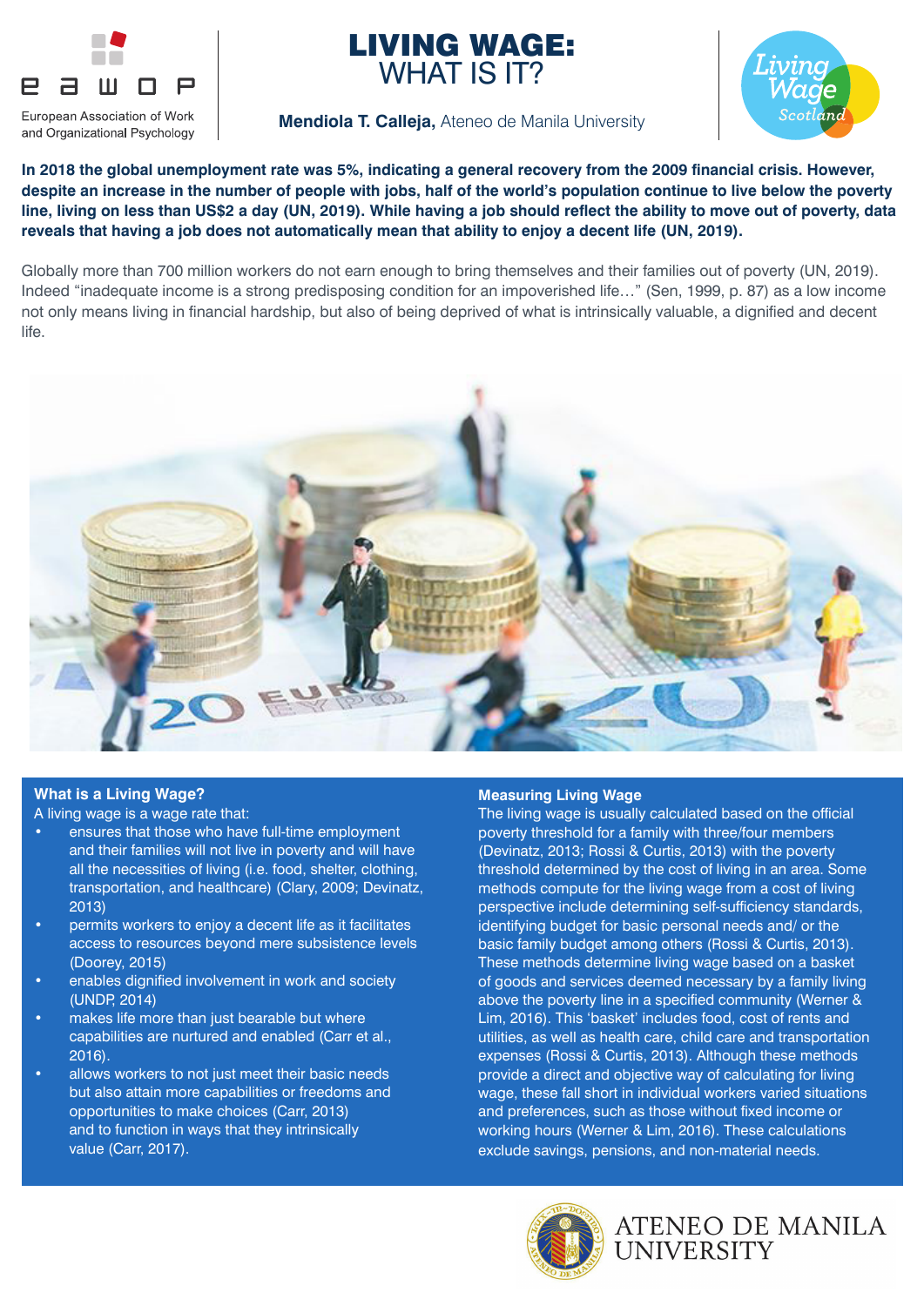# LIVING WAGE: WHAT IS IT?

**Mendiola T. Calleja,** Ateneo de Manila University

**In 2018 the global unemployment rate was 5%, indicating a general recovery from the 2009 financial crisis. However, despite an increase in the number of people with jobs, half of the world's population continue to live below the poverty line, living on less than US$2 a day (UN, 2019). While having a job should reflect the ability to move out of poverty, data reveals that having a job does not automatically mean that ability to enjoy a decent life (UN, 2019).**

Globally more than 700 million workers do not earn enough to bring themselves and their families out of poverty (UN, 2019). Indeed "inadequate income is a strong predisposing condition for an impoverished life…" (Sen, 1999, p. 87) as a low income not only means living in financial hardship, but also of being deprived of what is intrinsically valuable, a dignified and decent life.

### What is a Living Wage?

A living wage is a wage rate that:

- ensures that those who have full-time employment and their families will not live in poverty and will have all the necessities of living (i.e. food, shelter, clothing, transportation, and healthcare) (Clary, 2009; Devinatz, 2013)
- permits workers to enjoy a decent life as it facilitates access to resources beyond mere subsistence levels (Doorey, 2015)
- enables dignified involvement in work and society (UNDP, 2014)
- makes life more than just bearable but where capabilities are nurtured and enabled (Carr et al., 2016).
- allows workers to not just meet their basic needs but also attain more capabilities or freedoms and opportunities to make choices (Carr, 2013) and to function in ways that they intrinsically value (Carr, 2017).

### Measuring Living Wage

The living wage is usually calculated based on the official poverty threshold for a family with three/four members (Devinatz, 2013; Rossi & Curtis, 2013) with the poverty threshold determined by the cost of living in an area. Some methods compute for the living wage from a cost of living perspective include determining self-sufficiency standards, identifying budget for basic personal needs and/ or the basic family budget among others (Rossi & Curtis, 2013). These methods determine living wage based on a basket of goods and services deemed necessary by a family living above the poverty line in a specified community (Werner & Lim, 2016). This 'basket' includes food, cost of rents and utilities, as well as health care, child care and transportation expenses (Rossi & Curtis, 2013). Although these methods provide a direct and objective way of calculating for living wage, these fall short in individual workers varied situations and preferences, such as those without fixed income or working hours (Werner & Lim, 2016). These calculations exclude savings, pensions, and non-material needs.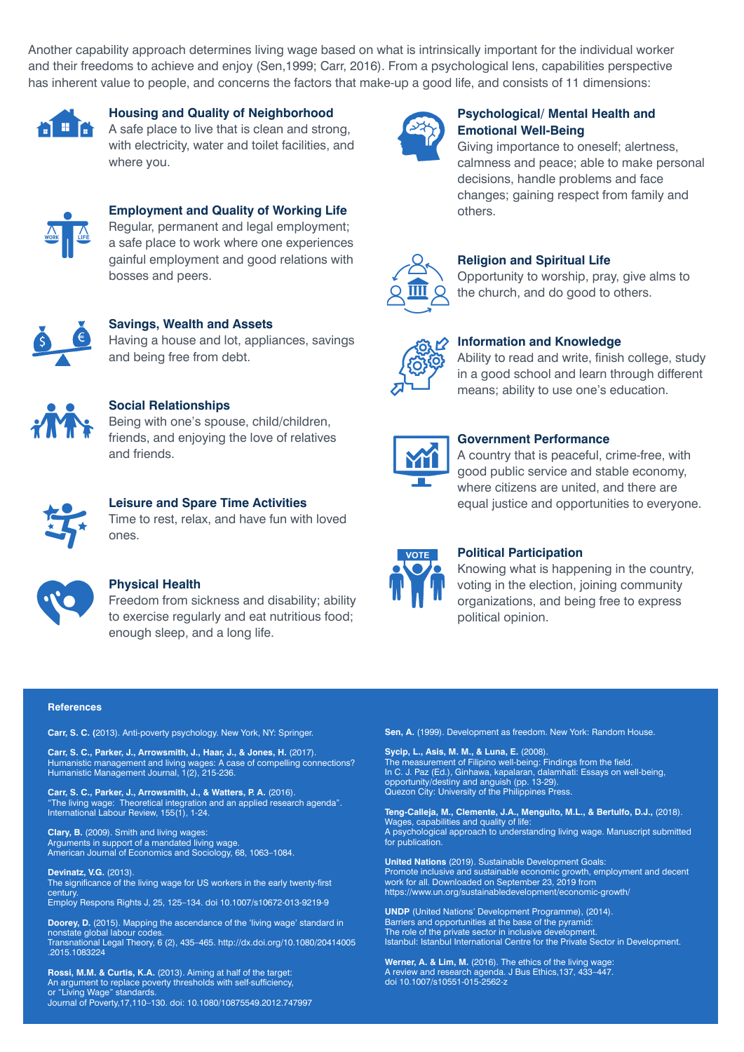Another capability approach determines living wage based on what is intrinsically important for the individual worker and their freedoms to achieve and enjoy (Sen,1999; Carr, 2016). From a psychological lens, capabilities perspective has inherent value to people, and concerns the factors that make-up a good life, and consists of 11 dimensions:

### Housing and Quality of Neighborhood

A safe place to live that is clean and strong, with electricity, water and toilet facilities, and where you.

### Employment and Quality of Working Life

Regular, permanent and legal employment; a safe place to work where one experiences gainful employment and good relations with bosses and peers.

### Savings, Wealth and Assets

Having a house and lot, appliances, savings and being free from debt.

### Social Relationships

Being with one's spouse, child/children, friends, and enjoying the love of relatives and friends.

### Leisure and Spare Time Activities

Time to rest, relax, and have fun with loved ones.

### Physical Health

Freedom from sickness and disability; ability to exercise regularly and eat nutritious food; enough sleep, and a long life.

### Psychological/ Mental Health and Emotional Well-Being

Giving importance to oneself; alertness, calmness and peace; able to make personal decisions, handle problems and face changes; gaining respect from family and others.

### Religion and Spiritual Life

Opportunity to worship, pray, give alms to the church, and do good to others.

### Information and Knowledge

Ability to read and write, finish college, study in a good school and learn through different means; ability to use one's education.

### Government Performance

A country that is peaceful, crime-free, with good public service and stable economy, where citizens are united, and there are equal justice and opportunities to everyone.

### Political Participation

Knowing what is happening in the country, voting in the election, joining community organizations, and being free to express political opinion.

## References

**Carr, S. C.** (2013). Anti-poverty psychology. New York, NY: Springer.

**Carr, S. C., Parker, J., Arrowsmith, J., Haar, J., & Jones, H.** (2017). Humanistic management and living wages: A case of compelling connections? Humanistic Management Journal, 1(2), 215-236.

**Carr, S. C., Parker, J., Arrowsmith, J., & Watters, P. A.** (2016). "The living wage: Theoretical integration and an applied research agenda". International Labour Review, 155(1), 1-24.

**Clary, B.** (2009). Smith and living wages: Arguments in support of a mandated living wage. American Journal of Economics and Sociology, 68, 1063–1084.

**Devinatz, V.G.** (2013). The significance of the living wage for US workers in the early twenty-first century. Employ Respons Rights J, 25, 125–134. doi 10.1007/s10672-013-9219-9

**Doorey, D.** (2015). Mapping the ascendance of the 'living wage' standard in nonstate global labour codes. Transnational Legal Theory, 6 (2), 435–465. http://dx.doi.org/10.1080/20414005.2015.1083224

**Rossi, M.M. & Curtis, K.A.** (2013). Aiming at half of the target: An argument to replace poverty thresholds with self-sufficiency, or "Living Wage" standards. Journal of Poverty,17,110–130. doi: 10.1080/10875549.2012.747997

**Sen, A.** (1999). Development as freedom. New York: Random House.

**Sycip, L., Asis, M. M., & Luna, E.** (2008). The measurement of Filipino well-being: Findings from the field. In C. J. Paz (Ed.), Ginhawa, kapalaran, dalamhati: Essays on well-being, opportunity/destiny and anguish (pp. 13-29). Quezon City: University of the Philippines Press.

**Teng-Calleja, M., Clemente, J.A., Menguito, M.L., & Bertulfo, D.J.**, (2018). Wages, capabilities and quality of life: A psychological approach to understanding living wage. Manuscript submitted for publication.

**United Nations** (2019). Sustainable Development Goals: Promote inclusive and sustainable economic growth, employment and decent work for all. Downloaded on September 23, 2019 from https://www.un.org/sustainabledevelopment/economic-growth/

**UNDP** (United Nations' Development Programme), (2014). Barriers and opportunities at the base of the pyramid: The role of the private sector in inclusive development. Istanbul: Istanbul International Centre for the Private Sector in Development.

**Werner, A. & Lim, M.** (2016). The ethics of the living wage: A review and research agenda. J Bus Ethics,137, 433–447. doi 10.1007/s10551-015-2562-z